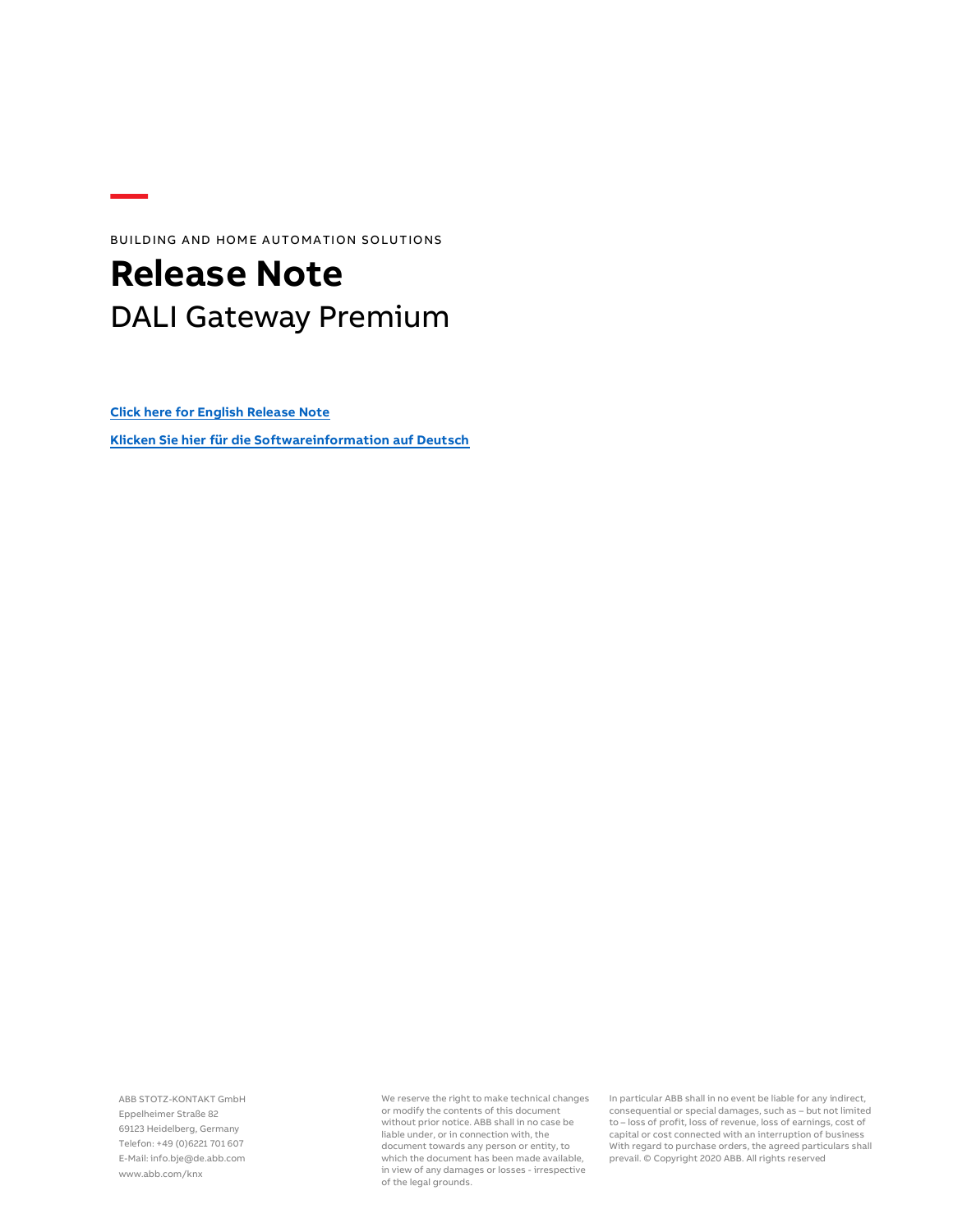BUILDING AND HOME AUTOMATION SOLUTIONS

# Release Note

## DALI Gateway Premium

**Click here for English Release Note**

**Klicken Sie hier für die Softwareinformation auf Deutsch**

ABB STOTZ-KONTAKT GmbH
Eppelheimer Straße 82
69123 Heidelberg, Germany
Telefon: +49 (0)6221 701 607
E-Mail: info.bje@de.abb.com
www.abb.com/knx

We reserve the right to make technical changes or modify the contents of this document without prior notice. ABB shall in no case be liable under, or in connection with, the document towards any person or entity, to which the document has been made available, in view of any damages or losses - irrespective of the legal grounds.

In particular ABB shall in no event be liable for any indirect, consequential or special damages, such as – but not limited to – loss of profit, loss of revenue, loss of earnings, cost of capital or cost connected with an interruption of business With regard to purchase orders, the agreed particulars shall prevail. © Copyright 2020 ABB. All rights reserved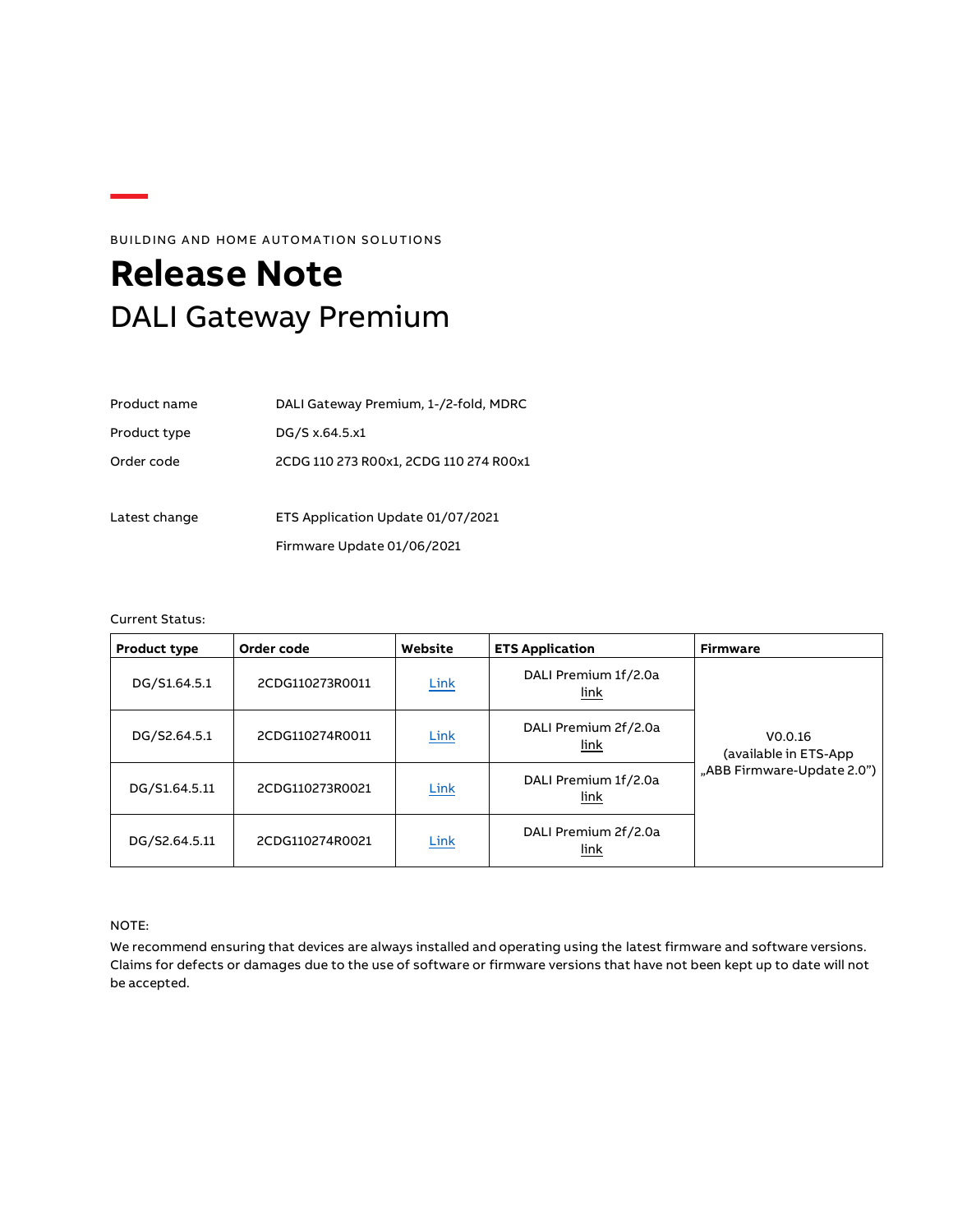BUILDING AND HOME AUTOMATION SOLUTIONS

# Release Note

## DALI Gateway Premium

| | |
|---|---|
| Product name | DALI Gateway Premium, 1-/2-fold, MDRC |
| Product type | DG/S x.64.5.x1 |
| Order code | 2CDG 110 273 R00x1, 2CDG 110 274 R00x1 |
| Latest change | ETS Application Update 01/07/2021 |
| | Firmware Update 01/06/2021 |

Current Status:

| Product type | Order code | Website | ETS Application | Firmware |
|---|---|---|---|---|
| DG/S1.64.5.1 | 2CDG110273R0011 | Link | DALI Premium 1f/2.0a link | V0.0.16 (available in ETS-App „ABB Firmware-Update 2.0") |
| DG/S2.64.5.1 | 2CDG110274R0011 | Link | DALI Premium 2f/2.0a link | |
| DG/S1.64.5.11 | 2CDG110273R0021 | Link | DALI Premium 1f/2.0a link | |
| DG/S2.64.5.11 | 2CDG110274R0021 | Link | DALI Premium 2f/2.0a link | |

NOTE:

We recommend ensuring that devices are always installed and operating using the latest firmware and software versions. Claims for defects or damages due to the use of software or firmware versions that have not been kept up to date will not be accepted.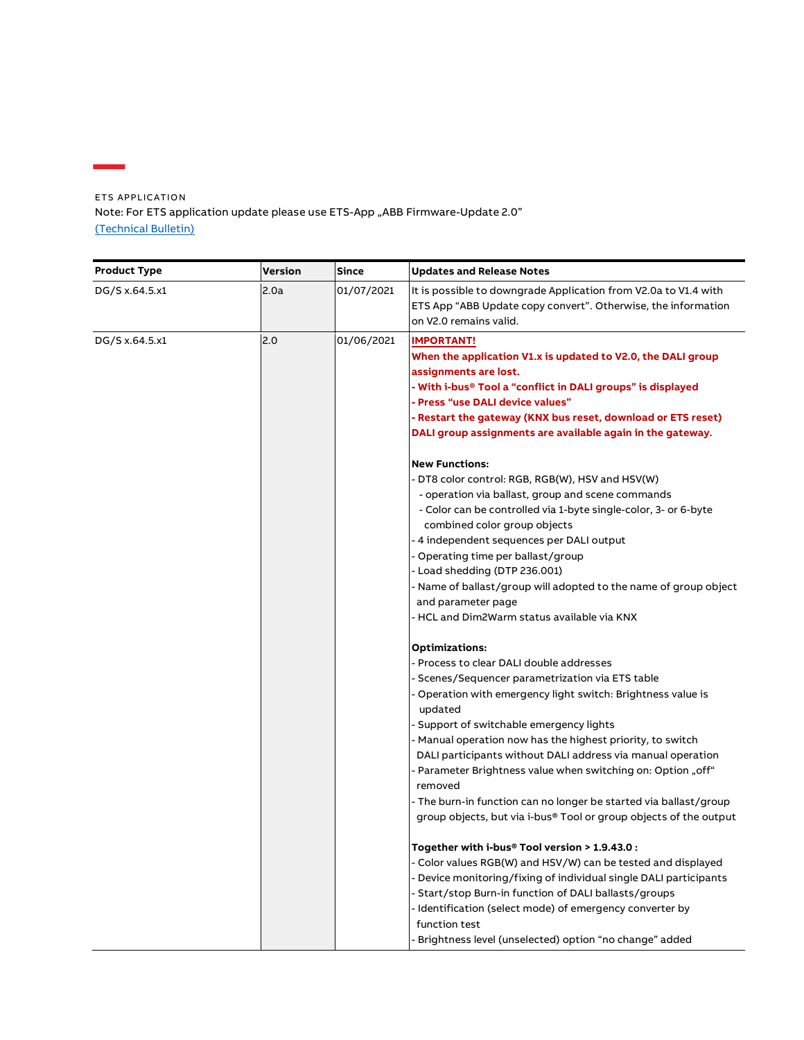ETS APPLICATION

Note: For ETS application update please use ETS-App „ABB Firmware-Update 2.0“

[(Technical Bulletin)]()

| Product Type | Version | Since | Updates and Release Notes |
| --- | --- | --- | --- |
| DG/S x.64.5.x1 | 2.0a | 01/07/2021 | It is possible to downgrade Application from V2.0a to V1.4 with ETS App “ABB Update copy convert”. Otherwise, the information on V2.0 remains valid. |
| DG/S x.64.5.x1 | 2.0 | 01/06/2021 | **IMPORTANT!**<br>**When the application V1.x is updated to V2.0, the DALI group assignments are lost.**<br>**- With i-bus® Tool a “conflict in DALI groups” is displayed**<br>**- Press “use DALI device values”**<br>**- Restart the gateway (KNX bus reset, download or ETS reset)**<br>**DALI group assignments are available again in the gateway.**<br><br>**New Functions:**<br>- DT8 color control: RGB, RGB(W), HSV and HSV(W)<br>  - operation via ballast, group and scene commands<br>  - Color can be controlled via 1-byte single-color, 3- or 6-byte combined color group objects<br>- 4 independent sequences per DALI output<br>- Operating time per ballast/group<br>- Load shedding (DTP 236.001)<br>- Name of ballast/group will adopted to the name of group object and parameter page<br>- HCL and Dim2Warm status available via KNX<br><br>**Optimizations:**<br>- Process to clear DALI double addresses<br>- Scenes/Sequencer parametrization via ETS table<br>- Operation with emergency light switch: Brightness value is updated<br>- Support of switchable emergency lights<br>- Manual operation now has the highest priority, to switch DALI participants without DALI address via manual operation<br>- Parameter Brightness value when switching on: Option „off“ removed<br>- The burn-in function can no longer be started via ballast/group group objects, but via i-bus® Tool or group objects of the output<br><br>**Together with i-bus® Tool version > 1.9.43.0 :**<br>- Color values RGB(W) and HSV/W) can be tested and displayed<br>- Device monitoring/fixing of individual single DALI participants<br>- Start/stop Burn-in function of DALI ballasts/groups<br>- Identification (select mode) of emergency converter by function test<br>- Brightness level (unselected) option “no change” added |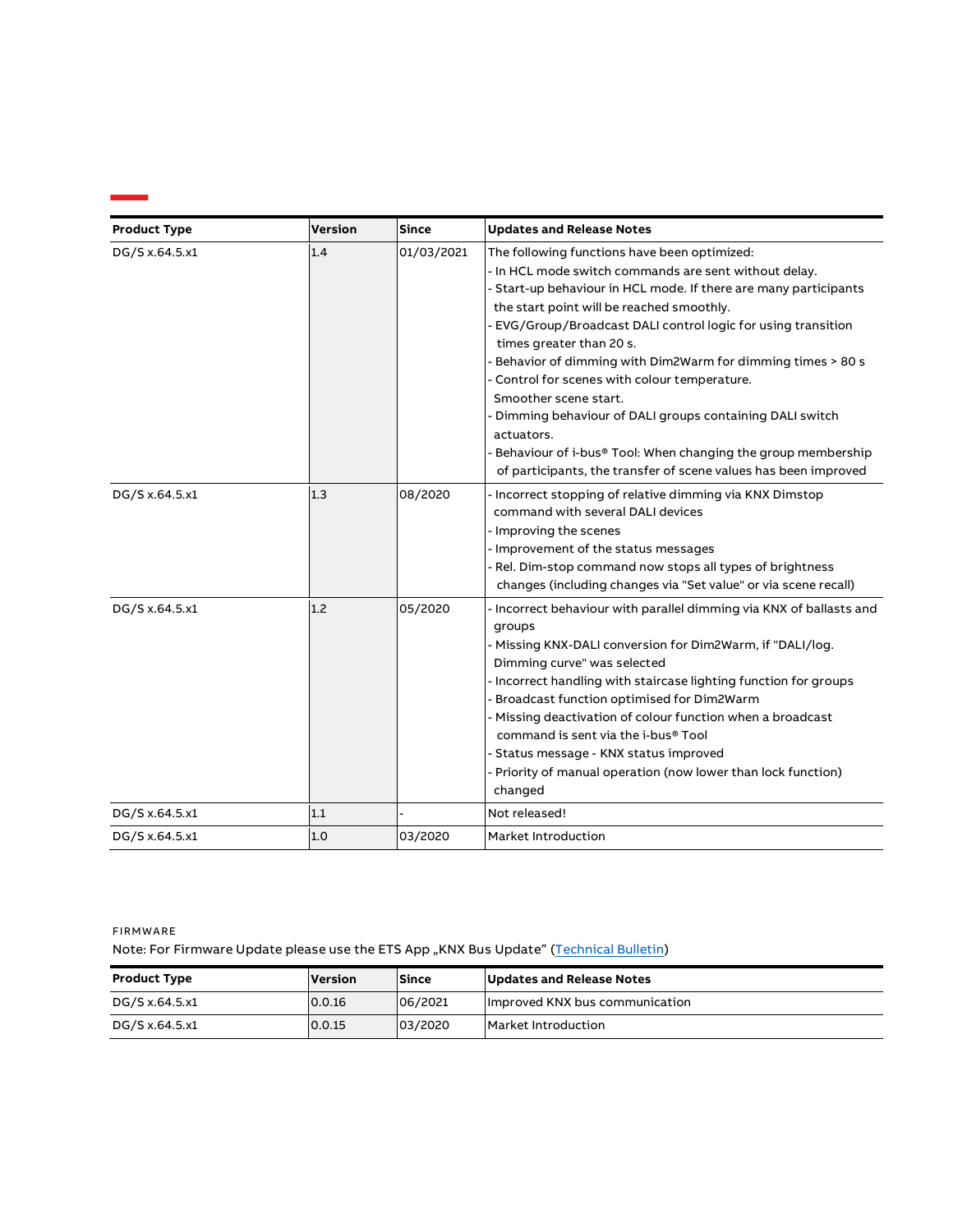| Product Type | Version | Since | Updates and Release Notes |
| --- | --- | --- | --- |
| DG/S x.64.5.x1 | 1.4 | 01/03/2021 | The following functions have been optimized:<br>- In HCL mode switch commands are sent without delay.<br>- Start-up behaviour in HCL mode. If there are many participants the start point will be reached smoothly.<br>- EVG/Group/Broadcast DALI control logic for using transition times greater than 20 s.<br>- Behavior of dimming with Dim2Warm for dimming times > 80 s<br>- Control for scenes with colour temperature. Smoother scene start.<br>- Dimming behaviour of DALI groups containing DALI switch actuators.<br>- Behaviour of i-bus® Tool: When changing the group membership of participants, the transfer of scene values has been improved |
| DG/S x.64.5.x1 | 1.3 | 08/2020 | - Incorrect stopping of relative dimming via KNX Dimstop command with several DALI devices<br>- Improving the scenes<br>- Improvement of the status messages<br>- Rel. Dim-stop command now stops all types of brightness changes (including changes via "Set value" or via scene recall) |
| DG/S x.64.5.x1 | 1.2 | 05/2020 | - Incorrect behaviour with parallel dimming via KNX of ballasts and groups<br>- Missing KNX-DALI conversion for Dim2Warm, if "DALI/log. Dimming curve" was selected<br>- Incorrect handling with staircase lighting function for groups<br>- Broadcast function optimised for Dim2Warm<br>- Missing deactivation of colour function when a broadcast command is sent via the i-bus® Tool<br>- Status message - KNX status improved<br>- Priority of manual operation (now lower than lock function) changed |
| DG/S x.64.5.x1 | 1.1 | - | Not released! |
| DG/S x.64.5.x1 | 1.0 | 03/2020 | Market Introduction |

FIRMWARE

Note: For Firmware Update please use the ETS App „KNX Bus Update" (Technical Bulletin)

| Product Type | Version | Since | Updates and Release Notes |
| --- | --- | --- | --- |
| DG/S x.64.5.x1 | 0.0.16 | 06/2021 | Improved KNX bus communication |
| DG/S x.64.5.x1 | 0.0.15 | 03/2020 | Market Introduction |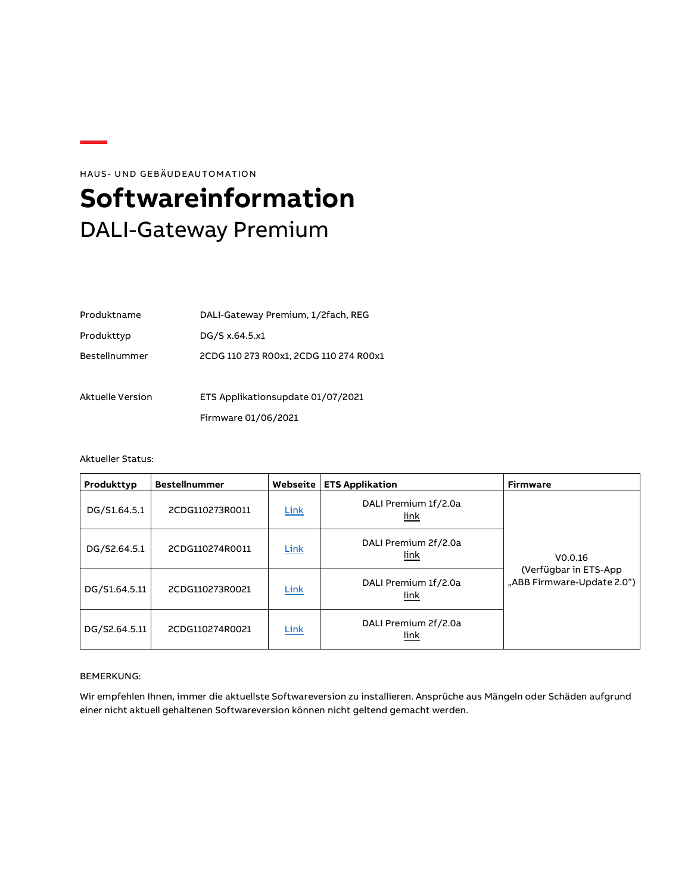HAUS- UND GEBÄUDEAUTOMATION

# Softwareinformation

## DALI-Gateway Premium

| | |
|---|---|
| Produktname | DALI-Gateway Premium, 1/2fach, REG |
| Produkttyp | DG/S x.64.5.x1 |
| Bestellnummer | 2CDG 110 273 R00x1, 2CDG 110 274 R00x1 |
| | |
| Aktuelle Version | ETS Applikationsupdate 01/07/2021 |
| | Firmware 01/06/2021 |

Aktueller Status:

| Produkttyp | Bestellnummer | Webseite | ETS Applikation | Firmware |
|---|---|---|---|---|
| DG/S1.64.5.1 | 2CDG110273R0011 | Link | DALI Premium 1f/2.0a link | V0.0.16 (Verfügbar in ETS-App „ABB Firmware-Update 2.0") |
| DG/S2.64.5.1 | 2CDG110274R0011 | Link | DALI Premium 2f/2.0a link | |
| DG/S1.64.5.11 | 2CDG110273R0021 | Link | DALI Premium 1f/2.0a link | |
| DG/S2.64.5.11 | 2CDG110274R0021 | Link | DALI Premium 2f/2.0a link | |

BEMERKUNG:

Wir empfehlen Ihnen, immer die aktuellste Softwareversion zu installieren. Ansprüche aus Mängeln oder Schäden aufgrund einer nicht aktuell gehaltenen Softwareversion können nicht geltend gemacht werden.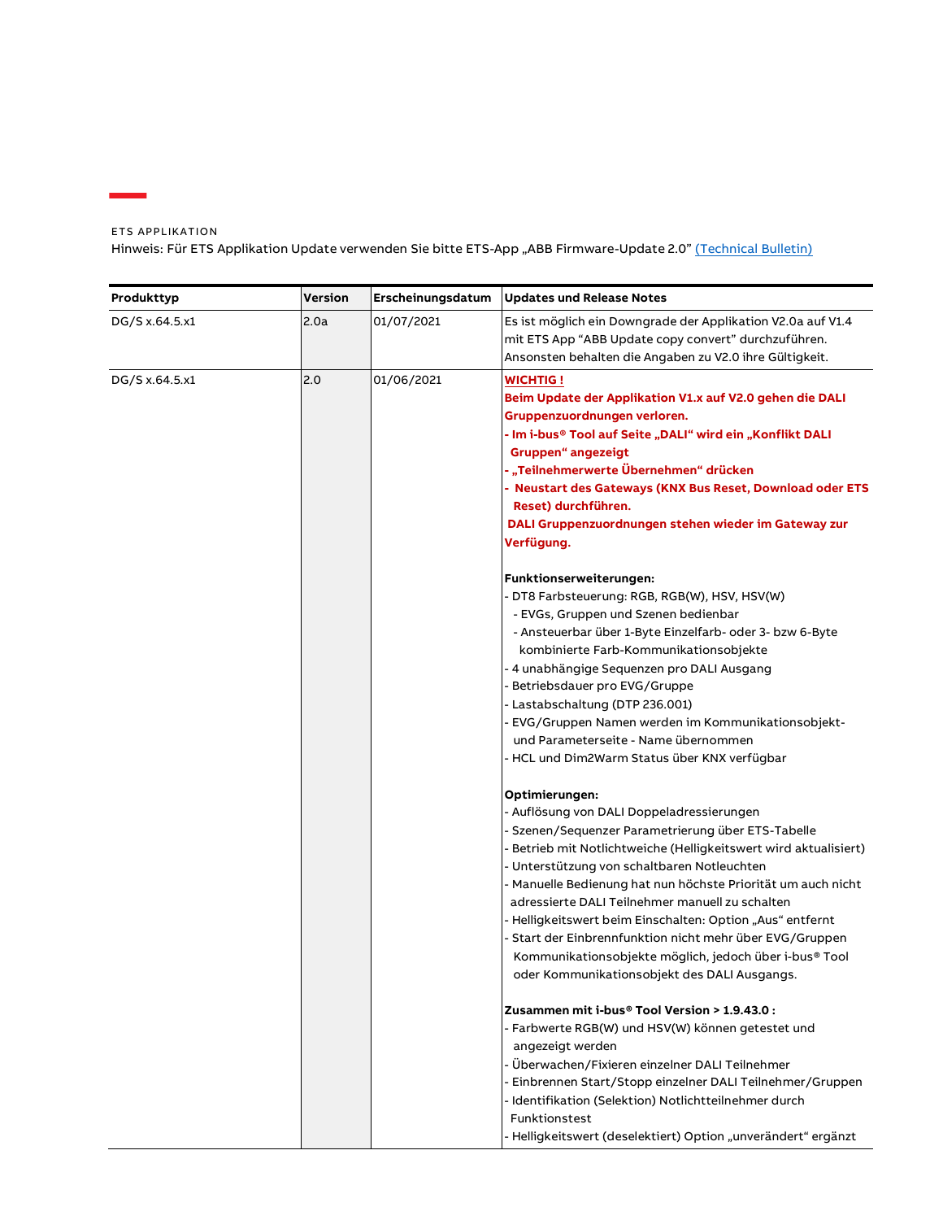ETS APPLIKATION

Hinweis: Für ETS Applikation Update verwenden Sie bitte ETS-App „ABB Firmware-Update 2.0" (Technical Bulletin)

| Produkttyp | Version | Erscheinungsdatum | Updates und Release Notes |
| --- | --- | --- | --- |
| DG/S x.64.5.x1 | 2.0a | 01/07/2021 | Es ist möglich ein Downgrade der Applikation V2.0a auf V1.4 mit ETS App "ABB Update copy convert" durchzuführen. Ansonsten behalten die Angaben zu V2.0 ihre Gültigkeit. |
| DG/S x.64.5.x1 | 2.0 | 01/06/2021 | **WICHTIG !**<br>**Beim Update der Applikation V1.x auf V2.0 gehen die DALI Gruppenzuordnungen verloren.**<br>**- Im i-bus® Tool auf Seite „DALI" wird ein „Konflikt DALI Gruppen" angezeigt**<br>**- „Teilnehmerwerte Übernehmen" drücken**<br>**- Neustart des Gateways (KNX Bus Reset, Download oder ETS Reset) durchführen.**<br>**DALI Gruppenzuordnungen stehen wieder im Gateway zur Verfügung.**<br><br>**Funktionserweiterungen:**<br>- DT8 Farbsteuerung: RGB, RGB(W), HSV, HSV(W)<br>- EVGs, Gruppen und Szenen bedienbar<br>- Ansteuerbar über 1-Byte Einzelfarb- oder 3- bzw 6-Byte kombinierte Farb-Kommunikationsobjekte<br>- 4 unabhängige Sequenzen pro DALI Ausgang<br>- Betriebsdauer pro EVG/Gruppe<br>- Lastabschaltung (DTP 236.001)<br>- EVG/Gruppen Namen werden im Kommunikationsobjekt- und Parameterseite - Name übernommen<br>- HCL und Dim2Warm Status über KNX verfügbar<br><br>**Optimierungen:**<br>- Auflösung von DALI Doppeladressierungen<br>- Szenen/Sequenzer Parametrierung über ETS-Tabelle<br>- Betrieb mit Notlichtweiche (Helligkeitswert wird aktualisiert)<br>- Unterstützung von schaltbaren Notleuchten<br>- Manuelle Bedienung hat nun höchste Priorität um auch nicht adressierte DALI Teilnehmer manuell zu schalten<br>- Helligkeitswert beim Einschalten: Option „Aus" entfernt<br>- Start der Einbrennfunktion nicht mehr über EVG/Gruppen Kommunikationsobjekte möglich, jedoch über i-bus® Tool oder Kommunikationsobjekt des DALI Ausgangs.<br><br>**Zusammen mit i-bus® Tool Version > 1.9.43.0 :**<br>- Farbwerte RGB(W) und HSV(W) können getestet und angezeigt werden<br>- Überwachen/Fixieren einzelner DALI Teilnehmer<br>- Einbrennen Start/Stopp einzelner DALI Teilnehmer/Gruppen<br>- Identifikation (Selektion) Notlichtteilnehmer durch Funktionstest<br>- Helligkeitswert (deselektiert) Option „unverändert" ergänzt |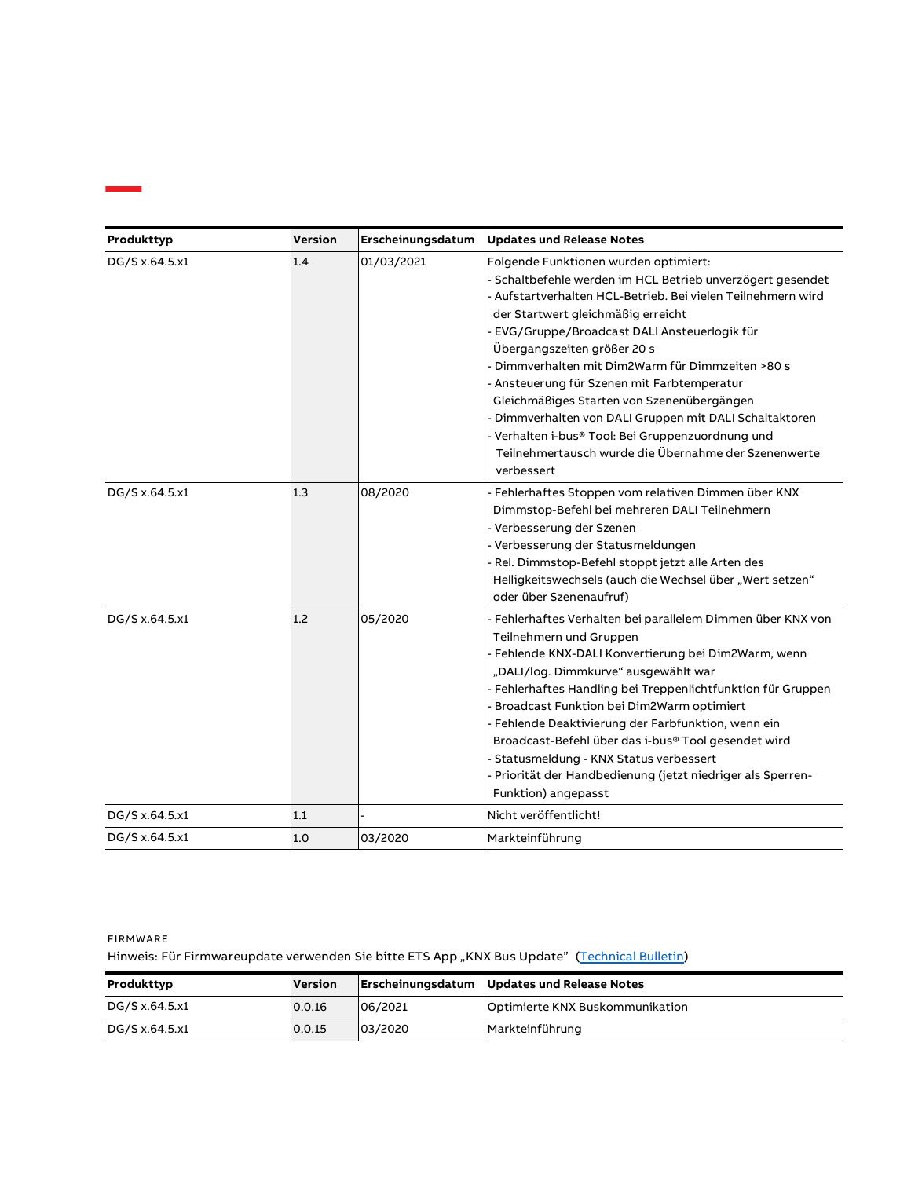| Produkttyp | Version | Erscheinungsdatum | Updates und Release Notes |
|---|---|---|---|
| DG/S x.64.5.x1 | 1.4 | 01/03/2021 | Folgende Funktionen wurden optimiert:<br>- Schaltbefehle werden im HCL Betrieb unverzögert gesendet<br>- Aufstartverhalten HCL-Betrieb. Bei vielen Teilnehmern wird der Startwert gleichmäßig erreicht<br>- EVG/Gruppe/Broadcast DALI Ansteuerlogik für Übergangszeiten größer 20 s<br>- Dimmverhalten mit Dim2Warm für Dimmzeiten >80 s<br>- Ansteuerung für Szenen mit Farbtemperatur Gleichmäßiges Starten von Szenenübergängen<br>- Dimmverhalten von DALI Gruppen mit DALI Schaltaktoren<br>- Verhalten i-bus® Tool: Bei Gruppenzuordnung und Teilnehmertausch wurde die Übernahme der Szenenwerte verbessert |
| DG/S x.64.5.x1 | 1.3 | 08/2020 | - Fehlerhaftes Stoppen vom relativen Dimmen über KNX Dimmstop-Befehl bei mehreren DALI Teilnehmern<br>- Verbesserung der Szenen<br>- Verbesserung der Statusmeldungen<br>- Rel. Dimmstop-Befehl stoppt jetzt alle Arten des Helligkeitswechsels (auch die Wechsel über „Wert setzen“ oder über Szenenaufruf) |
| DG/S x.64.5.x1 | 1.2 | 05/2020 | - Fehlerhaftes Verhalten bei parallelem Dimmen über KNX von Teilnehmern und Gruppen<br>- Fehlende KNX-DALI Konvertierung bei Dim2Warm, wenn „DALI/log. Dimmkurve“ ausgewählt war<br>- Fehlerhaftes Handling bei Treppenlichtfunktion für Gruppen<br>- Broadcast Funktion bei Dim2Warm optimiert<br>- Fehlende Deaktivierung der Farbfunktion, wenn ein Broadcast-Befehl über das i-bus® Tool gesendet wird<br>- Statusmeldung - KNX Status verbessert<br>- Priorität der Handbedienung (jetzt niedriger als Sperren-Funktion) angepasst |
| DG/S x.64.5.x1 | 1.1 | - | Nicht veröffentlicht! |
| DG/S x.64.5.x1 | 1.0 | 03/2020 | Markteinführung |

FIRMWARE

Hinweis: Für Firmwareupdate verwenden Sie bitte ETS App „KNX Bus Update” (Technical Bulletin)

| Produkttyp | Version | Erscheinungsdatum | Updates und Release Notes |
|---|---|---|---|
| DG/S x.64.5.x1 | 0.0.16 | 06/2021 | Optimierte KNX Buskommunikation |
| DG/S x.64.5.x1 | 0.0.15 | 03/2020 | Markteinführung |